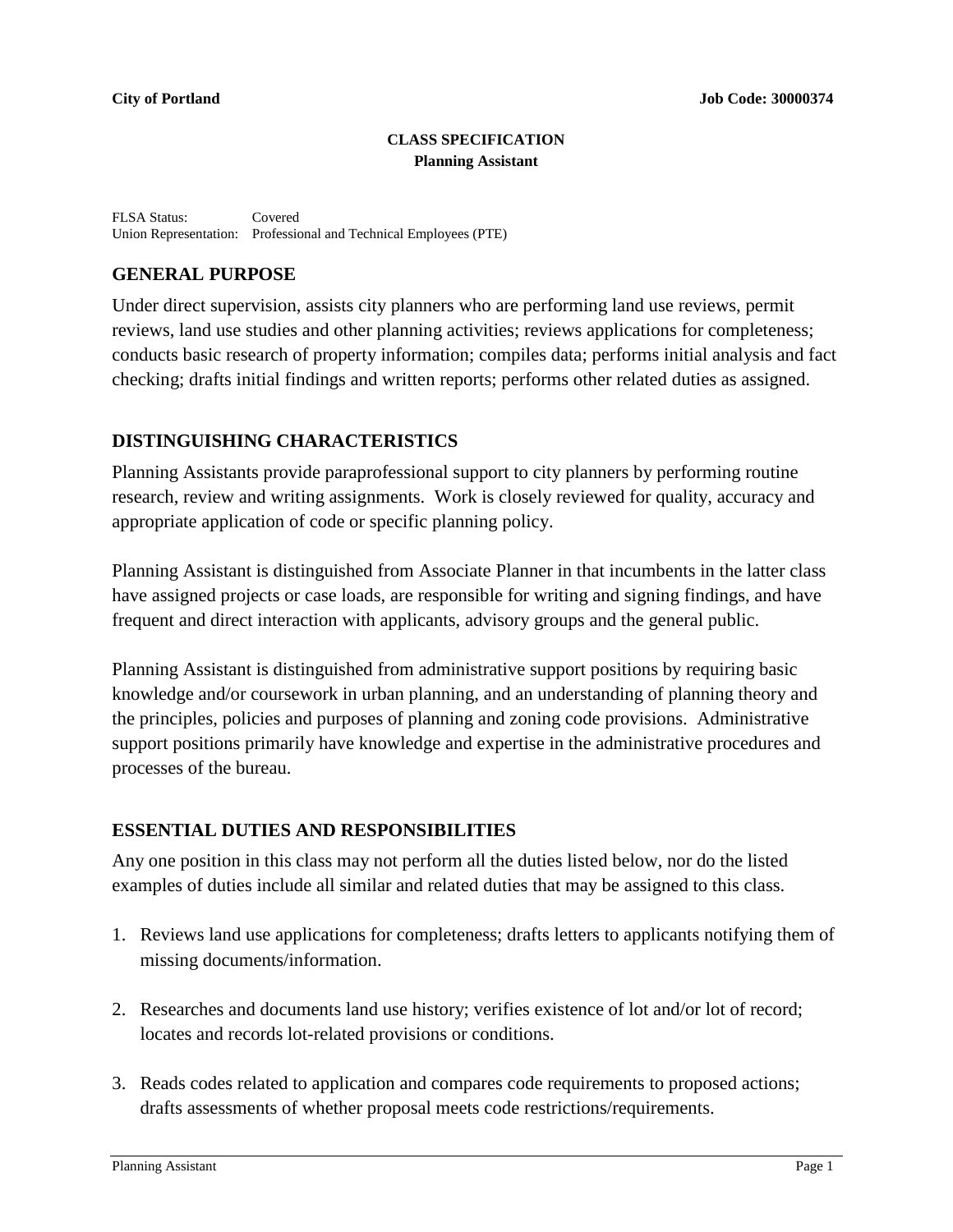**City of Portland** **Job Code: 30000374**

**CLASS SPECIFICATION**
**Planning Assistant**

FLSA Status: Covered
Union Representation: Professional and Technical Employees (PTE)

## GENERAL PURPOSE

Under direct supervision, assists city planners who are performing land use reviews, permit reviews, land use studies and other planning activities; reviews applications for completeness; conducts basic research of property information; compiles data; performs initial analysis and fact checking; drafts initial findings and written reports; performs other related duties as assigned.

## DISTINGUISHING CHARACTERISTICS

Planning Assistants provide paraprofessional support to city planners by performing routine research, review and writing assignments. Work is closely reviewed for quality, accuracy and appropriate application of code or specific planning policy.

Planning Assistant is distinguished from Associate Planner in that incumbents in the latter class have assigned projects or case loads, are responsible for writing and signing findings, and have frequent and direct interaction with applicants, advisory groups and the general public.

Planning Assistant is distinguished from administrative support positions by requiring basic knowledge and/or coursework in urban planning, and an understanding of planning theory and the principles, policies and purposes of planning and zoning code provisions. Administrative support positions primarily have knowledge and expertise in the administrative procedures and processes of the bureau.

## ESSENTIAL DUTIES AND RESPONSIBILITIES

Any one position in this class may not perform all the duties listed below, nor do the listed examples of duties include all similar and related duties that may be assigned to this class.

1. Reviews land use applications for completeness; drafts letters to applicants notifying them of missing documents/information.

2. Researches and documents land use history; verifies existence of lot and/or lot of record; locates and records lot-related provisions or conditions.

3. Reads codes related to application and compares code requirements to proposed actions; drafts assessments of whether proposal meets code restrictions/requirements.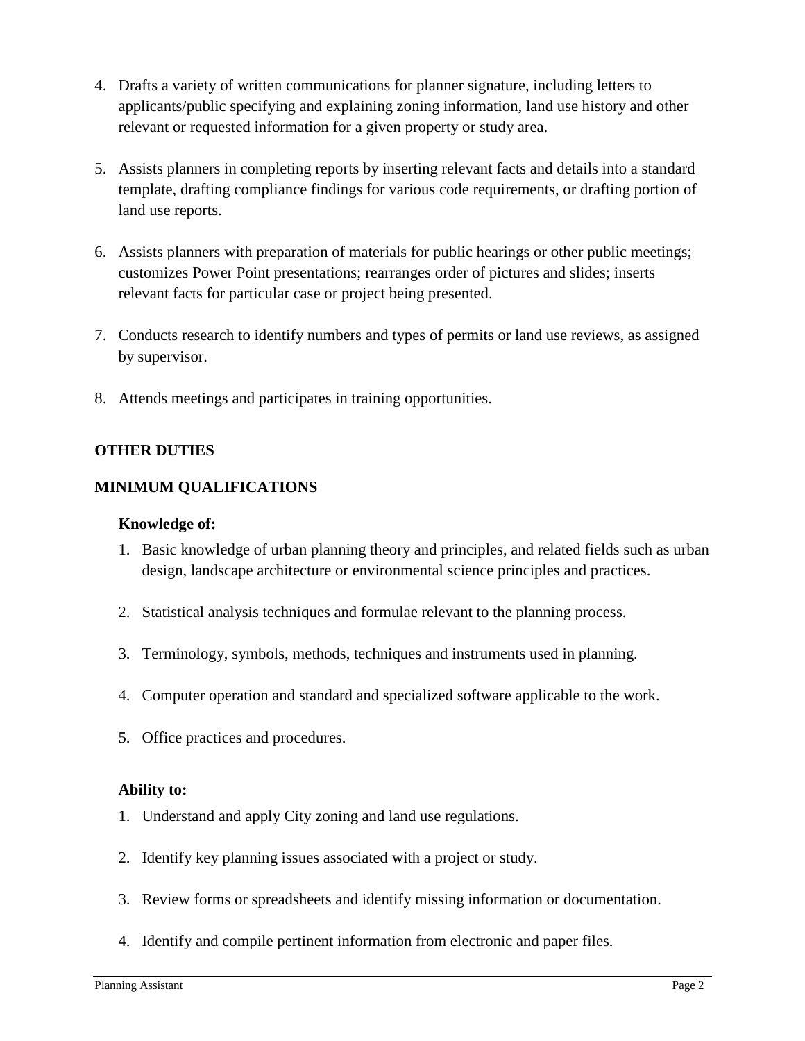4. Drafts a variety of written communications for planner signature, including letters to applicants/public specifying and explaining zoning information, land use history and other relevant or requested information for a given property or study area.

5. Assists planners in completing reports by inserting relevant facts and details into a standard template, drafting compliance findings for various code requirements, or drafting portion of land use reports.

6. Assists planners with preparation of materials for public hearings or other public meetings; customizes Power Point presentations; rearranges order of pictures and slides; inserts relevant facts for particular case or project being presented.

7. Conducts research to identify numbers and types of permits or land use reviews, as assigned by supervisor.

8. Attends meetings and participates in training opportunities.

**OTHER DUTIES**

**MINIMUM QUALIFICATIONS**

**Knowledge of:**

1. Basic knowledge of urban planning theory and principles, and related fields such as urban design, landscape architecture or environmental science principles and practices.

2. Statistical analysis techniques and formulae relevant to the planning process.

3. Terminology, symbols, methods, techniques and instruments used in planning.

4. Computer operation and standard and specialized software applicable to the work.

5. Office practices and procedures.

**Ability to:**

1. Understand and apply City zoning and land use regulations.

2. Identify key planning issues associated with a project or study.

3. Review forms or spreadsheets and identify missing information or documentation.

4. Identify and compile pertinent information from electronic and paper files.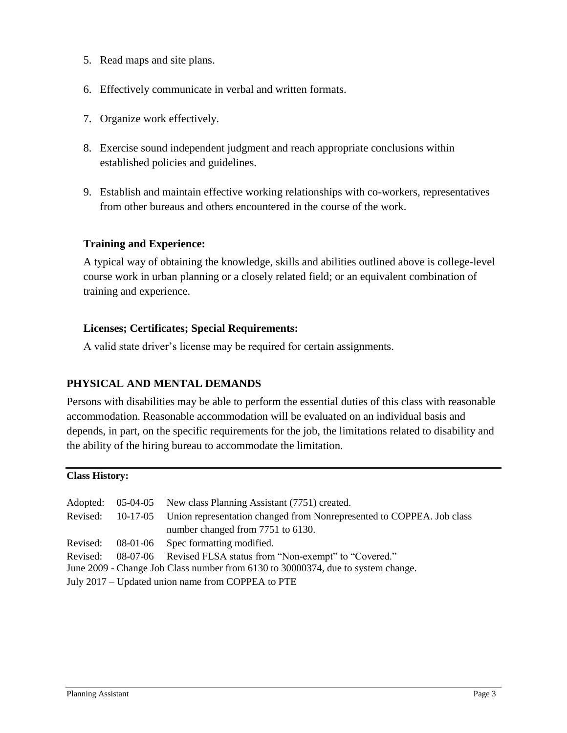5. Read maps and site plans.

6. Effectively communicate in verbal and written formats.

7. Organize work effectively.

8. Exercise sound independent judgment and reach appropriate conclusions within established policies and guidelines.

9. Establish and maintain effective working relationships with co-workers, representatives from other bureaus and others encountered in the course of the work.

### Training and Experience:

A typical way of obtaining the knowledge, skills and abilities outlined above is college-level course work in urban planning or a closely related field; or an equivalent combination of training and experience.

### Licenses; Certificates; Special Requirements:

A valid state driver's license may be required for certain assignments.

## PHYSICAL AND MENTAL DEMANDS

Persons with disabilities may be able to perform the essential duties of this class with reasonable accommodation. Reasonable accommodation will be evaluated on an individual basis and depends, in part, on the specific requirements for the job, the limitations related to disability and the ability of the hiring bureau to accommodate the limitation.

---

**Class History:**

| | | |
|---|---|---|
| Adopted: | 05-04-05 | New class Planning Assistant (7751) created. |
| Revised: | 10-17-05 | Union representation changed from Nonrepresented to COPPEA. Job class number changed from 7751 to 6130. |
| Revised: | 08-01-06 | Spec formatting modified. |
| Revised: | 08-07-06 | Revised FLSA status from "Non-exempt" to "Covered." |

June 2009 - Change Job Class number from 6130 to 30000374, due to system change.

July 2017 – Updated union name from COPPEA to PTE